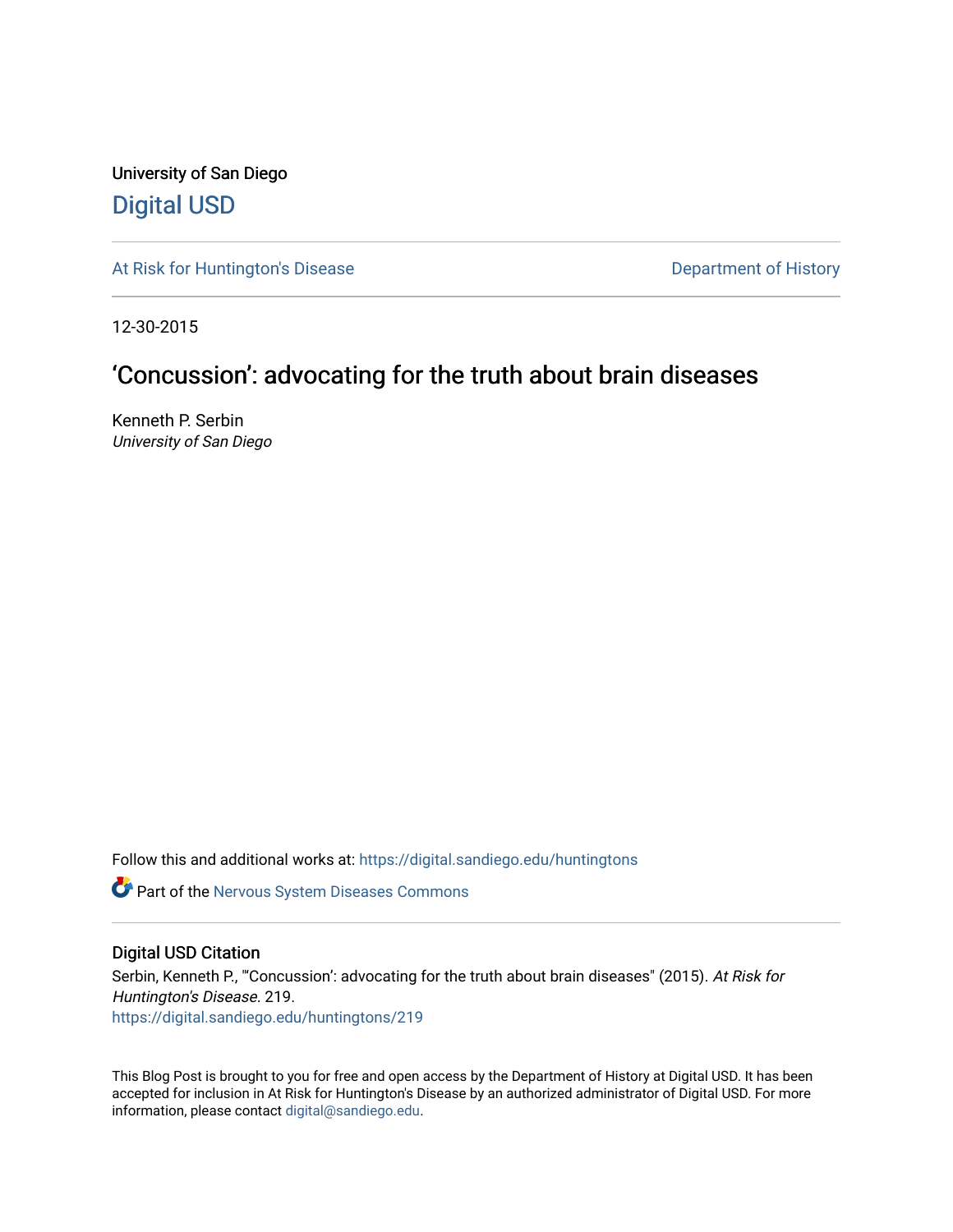University of San Diego

Digital USD

At Risk for Huntington's Disease

Department of History

12-30-2015

# 'Concussion': advocating for the truth about brain diseases

Kenneth P. Serbin
*University of San Diego*

Follow this and additional works at: https://digital.sandiego.edu/huntingtons

Part of the Nervous System Diseases Commons

## Digital USD Citation

Serbin, Kenneth P., "'Concussion': advocating for the truth about brain diseases" (2015). *At Risk for Huntington's Disease*. 219.
https://digital.sandiego.edu/huntingtons/219

This Blog Post is brought to you for free and open access by the Department of History at Digital USD. It has been accepted for inclusion in At Risk for Huntington's Disease by an authorized administrator of Digital USD. For more information, please contact digital@sandiego.edu.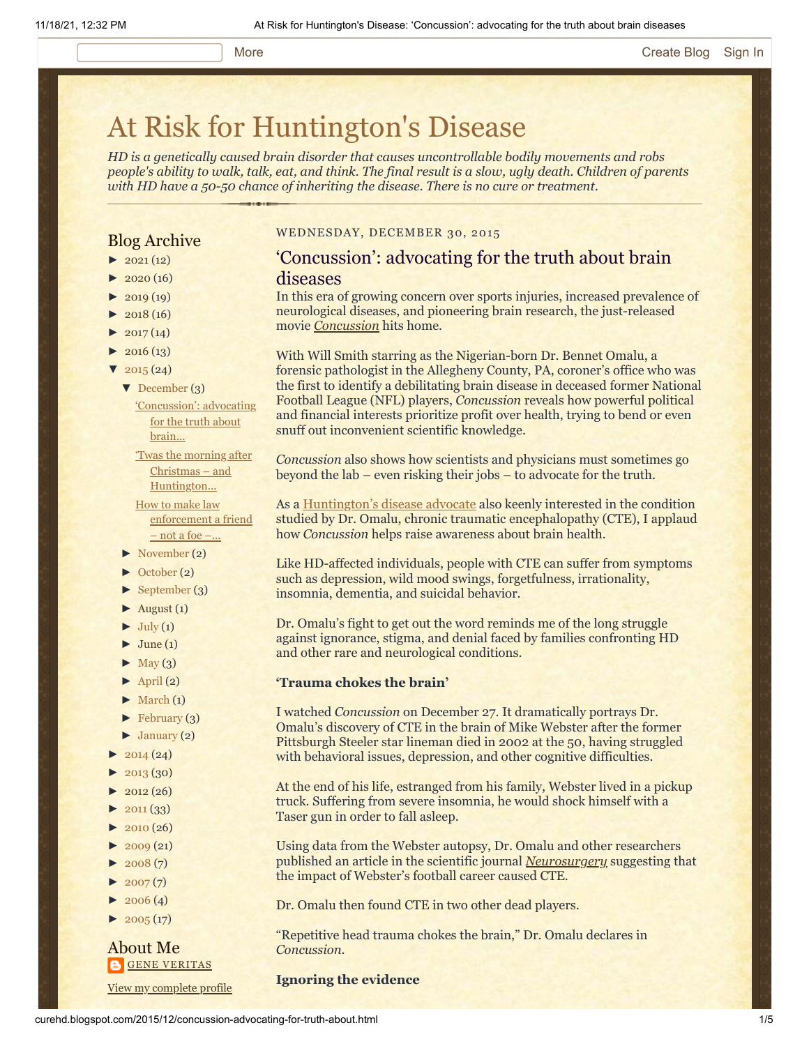# At Risk for Huntington's Disease

*HD is a genetically caused brain disorder that causes uncontrollable bodily movements and robs people's ability to walk, talk, eat, and think. The final result is a slow, ugly death. Children of parents with HD have a 50-50 chance of inheriting the disease. There is no cure or treatment.*

## Blog Archive

- ► 2021 (12)
- ► 2020 (16)
- ► 2019 (19)
- ► 2018 (16)
- ► 2017 (14)
- ► 2016 (13)
- ▼ 2015 (24)
  - ▼ December (3)
    - 'Concussion': advocating for the truth about brain...
    - 'Twas the morning after Christmas – and Huntington...
    - How to make law enforcement a friend – not a foe –...
  - ► November (2)
  - ► October (2)
  - ► September (3)
  - ► August (1)
  - ► July (1)
  - ► June (1)
  - ► May (3)
  - ► April (2)
  - ► March (1)
  - ► February (3)
  - ► January (2)
- ► 2014 (24)
- ► 2013 (30)
- ► 2012 (26)
- ► 2011 (33)
- ► 2010 (26)
- ► 2009 (21)
- ► 2008 (7)
- ► 2007 (7)
- ► 2006 (4)
- ► 2005 (17)

## About Me

GENE VERITAS

View my complete profile

WEDNESDAY, DECEMBER 30, 2015

## 'Concussion': advocating for the truth about brain diseases

In this era of growing concern over sports injuries, increased prevalence of neurological diseases, and pioneering brain research, the just-released movie *Concussion* hits home.

With Will Smith starring as the Nigerian-born Dr. Bennet Omalu, a forensic pathologist in the Allegheny County, PA, coroner's office who was the first to identify a debilitating brain disease in deceased former National Football League (NFL) players, *Concussion* reveals how powerful political and financial interests prioritize profit over health, trying to bend or even snuff out inconvenient scientific knowledge.

*Concussion* also shows how scientists and physicians must sometimes go beyond the lab – even risking their jobs – to advocate for the truth.

As a Huntington's disease advocate also keenly interested in the condition studied by Dr. Omalu, chronic traumatic encephalopathy (CTE), I applaud how *Concussion* helps raise awareness about brain health.

Like HD-affected individuals, people with CTE can suffer from symptoms such as depression, wild mood swings, forgetfulness, irrationality, insomnia, dementia, and suicidal behavior.

Dr. Omalu's fight to get out the word reminds me of the long struggle against ignorance, stigma, and denial faced by families confronting HD and other rare and neurological conditions.

**'Trauma chokes the brain'**

I watched *Concussion* on December 27. It dramatically portrays Dr. Omalu's discovery of CTE in the brain of Mike Webster after the former Pittsburgh Steeler star lineman died in 2002 at the 50, having struggled with behavioral issues, depression, and other cognitive difficulties.

At the end of his life, estranged from his family, Webster lived in a pickup truck. Suffering from severe insomnia, he would shock himself with a Taser gun in order to fall asleep.

Using data from the Webster autopsy, Dr. Omalu and other researchers published an article in the scientific journal *Neurosurgery* suggesting that the impact of Webster's football career caused CTE.

Dr. Omalu then found CTE in two other dead players.

"Repetitive head trauma chokes the brain," Dr. Omalu declares in *Concussion*.

**Ignoring the evidence**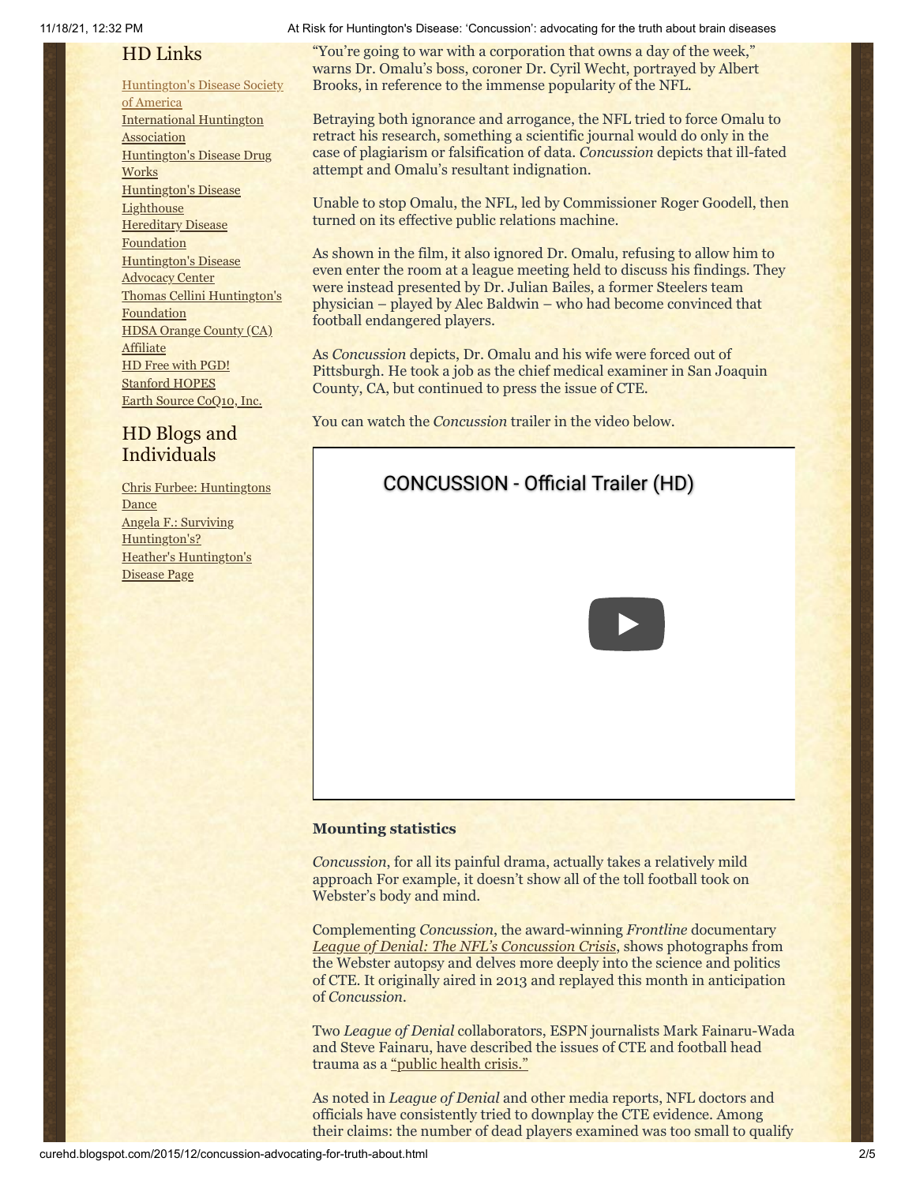## HD Links

Huntington's Disease Society of America
International Huntington Association
Huntington's Disease Drug Works
Huntington's Disease Lighthouse
Hereditary Disease Foundation
Huntington's Disease Advocacy Center
Thomas Cellini Huntington's Foundation
HDSA Orange County (CA) Affiliate
HD Free with PGD!
Stanford HOPES
Earth Source CoQ10, Inc.

## HD Blogs and Individuals

Chris Furbee: Huntingtons Dance
Angela F.: Surviving Huntington's?
Heather's Huntington's Disease Page

"You're going to war with a corporation that owns a day of the week," warns Dr. Omalu's boss, coroner Dr. Cyril Wecht, portrayed by Albert Brooks, in reference to the immense popularity of the NFL.

Betraying both ignorance and arrogance, the NFL tried to force Omalu to retract his research, something a scientific journal would do only in the case of plagiarism or falsification of data. *Concussion* depicts that ill-fated attempt and Omalu's resultant indignation.

Unable to stop Omalu, the NFL, led by Commissioner Roger Goodell, then turned on its effective public relations machine.

As shown in the film, it also ignored Dr. Omalu, refusing to allow him to even enter the room at a league meeting held to discuss his findings. They were instead presented by Dr. Julian Bailes, a former Steelers team physician – played by Alec Baldwin – who had become convinced that football endangered players.

As *Concussion* depicts, Dr. Omalu and his wife were forced out of Pittsburgh. He took a job as the chief medical examiner in San Joaquin County, CA, but continued to press the issue of CTE.

You can watch the *Concussion* trailer in the video below.

CONCUSSION - Official Trailer (HD)

**Mounting statistics**

*Concussion*, for all its painful drama, actually takes a relatively mild approach For example, it doesn't show all of the toll football took on Webster's body and mind.

Complementing *Concussion*, the award-winning *Frontline* documentary *League of Denial: The NFL's Concussion Crisis*, shows photographs from the Webster autopsy and delves more deeply into the science and politics of CTE. It originally aired in 2013 and replayed this month in anticipation of *Concussion*.

Two *League of Denial* collaborators, ESPN journalists Mark Fainaru-Wada and Steve Fainaru, have described the issues of CTE and football head trauma as a "public health crisis."

As noted in *League of Denial* and other media reports, NFL doctors and officials have consistently tried to downplay the CTE evidence. Among their claims: the number of dead players examined was too small to qualify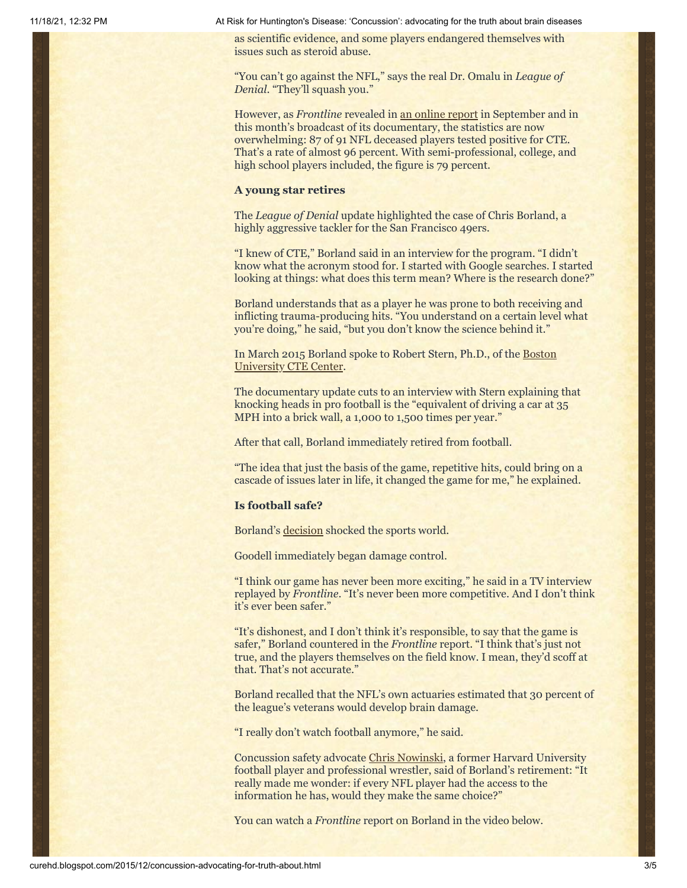as scientific evidence, and some players endangered themselves with issues such as steroid abuse.

"You can't go against the NFL," says the real Dr. Omalu in *League of Denial*. "They'll squash you."

However, as *Frontline* revealed in an online report in September and in this month's broadcast of its documentary, the statistics are now overwhelming: 87 of 91 NFL deceased players tested positive for CTE. That's a rate of almost 96 percent. With semi-professional, college, and high school players included, the figure is 79 percent.

**A young star retires**

The *League of Denial* update highlighted the case of Chris Borland, a highly aggressive tackler for the San Francisco 49ers.

"I knew of CTE," Borland said in an interview for the program. "I didn't know what the acronym stood for. I started with Google searches. I started looking at things: what does this term mean? Where is the research done?"

Borland understands that as a player he was prone to both receiving and inflicting trauma-producing hits. "You understand on a certain level what you're doing," he said, "but you don't know the science behind it."

In March 2015 Borland spoke to Robert Stern, Ph.D., of the Boston University CTE Center.

The documentary update cuts to an interview with Stern explaining that knocking heads in pro football is the "equivalent of driving a car at 35 MPH into a brick wall, a 1,000 to 1,500 times per year."

After that call, Borland immediately retired from football.

"The idea that just the basis of the game, repetitive hits, could bring on a cascade of issues later in life, it changed the game for me," he explained.

**Is football safe?**

Borland's decision shocked the sports world.

Goodell immediately began damage control.

"I think our game has never been more exciting," he said in a TV interview replayed by *Frontline*. "It's never been more competitive. And I don't think it's ever been safer."

"It's dishonest, and I don't think it's responsible, to say that the game is safer," Borland countered in the *Frontline* report. "I think that's just not true, and the players themselves on the field know. I mean, they'd scoff at that. That's not accurate."

Borland recalled that the NFL's own actuaries estimated that 30 percent of the league's veterans would develop brain damage.

"I really don't watch football anymore," he said.

Concussion safety advocate Chris Nowinski, a former Harvard University football player and professional wrestler, said of Borland's retirement: "It really made me wonder: if every NFL player had the access to the information he has, would they make the same choice?"

You can watch a *Frontline* report on Borland in the video below.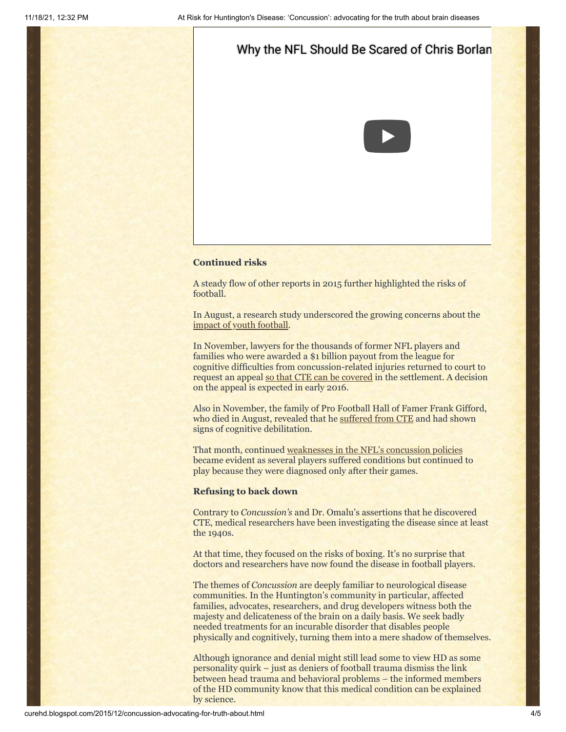Why the NFL Should Be Scared of Chris Borlan

**Continued risks**

A steady flow of other reports in 2015 further highlighted the risks of football.

In August, a research study underscored the growing concerns about the impact of youth football.

In November, lawyers for the thousands of former NFL players and families who were awarded a $1 billion payout from the league for cognitive difficulties from concussion-related injuries returned to court to request an appeal so that CTE can be covered in the settlement. A decision on the appeal is expected in early 2016.

Also in November, the family of Pro Football Hall of Famer Frank Gifford, who died in August, revealed that he suffered from CTE and had shown signs of cognitive debilitation.

That month, continued weaknesses in the NFL's concussion policies became evident as several players suffered conditions but continued to play because they were diagnosed only after their games.

**Refusing to back down**

Contrary to *Concussion's* and Dr. Omalu's assertions that he discovered CTE, medical researchers have been investigating the disease since at least the 1940s.

At that time, they focused on the risks of boxing. It's no surprise that doctors and researchers have now found the disease in football players.

The themes of *Concussion* are deeply familiar to neurological disease communities. In the Huntington's community in particular, affected families, advocates, researchers, and drug developers witness both the majesty and delicateness of the brain on a daily basis. We seek badly needed treatments for an incurable disorder that disables people physically and cognitively, turning them into a mere shadow of themselves.

Although ignorance and denial might still lead some to view HD as some personality quirk – just as deniers of football trauma dismiss the link between head trauma and behavioral problems – the informed members of the HD community know that this medical condition can be explained by science.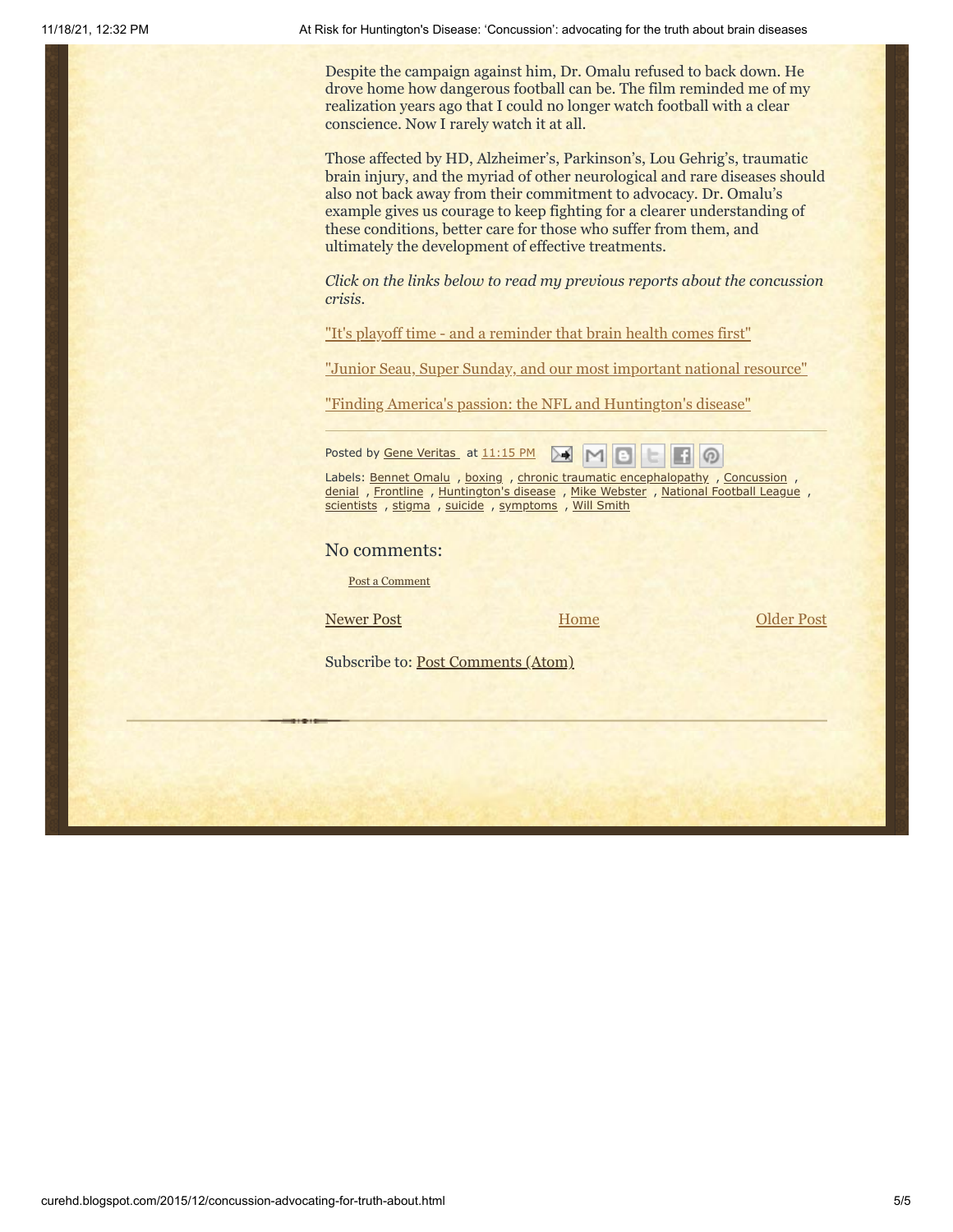Despite the campaign against him, Dr. Omalu refused to back down. He drove home how dangerous football can be. The film reminded me of my realization years ago that I could no longer watch football with a clear conscience. Now I rarely watch it at all.

Those affected by HD, Alzheimer's, Parkinson's, Lou Gehrig's, traumatic brain injury, and the myriad of other neurological and rare diseases should also not back away from their commitment to advocacy. Dr. Omalu's example gives us courage to keep fighting for a clearer understanding of these conditions, better care for those who suffer from them, and ultimately the development of effective treatments.

*Click on the links below to read my previous reports about the concussion crisis.*

"It's playoff time - and a reminder that brain health comes first"

"Junior Seau, Super Sunday, and our most important national resource"

"Finding America's passion: the NFL and Huntington's disease"

---

Posted by Gene Veritas at 11:15 PM

Labels: Bennet Omalu , boxing , chronic traumatic encephalopathy , Concussion , denial , Frontline , Huntington's disease , Mike Webster , National Football League , scientists , stigma , suicide , symptoms , Will Smith

## No comments:

Post a Comment

Newer Post | Home | Older Post

Subscribe to: Post Comments (Atom)